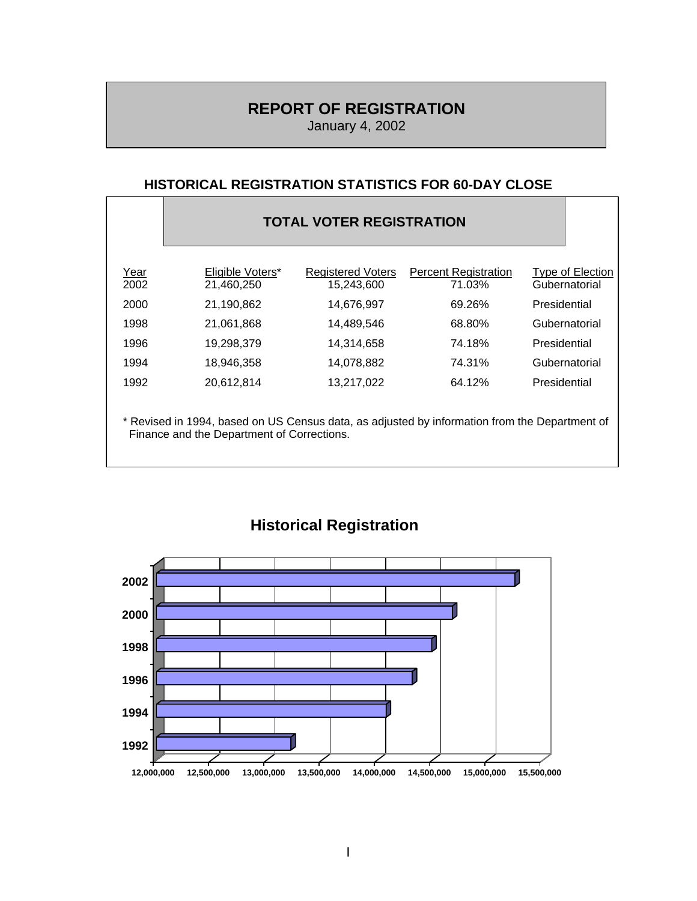# REPORT OF REGISTRATION

January 4, 2002

## HISTORICAL REGISTRATION STATISTICS FOR 60-DAY CLOSE

### TOTAL VOTER REGISTRATION

| Year | Eligible Voters* | Registered Voters | Percent Registration | Type of Election |
|---|---|---|---|---|
| 2002 | 21,460,250 | 15,243,600 | 71.03% | Gubernatorial |
| 2000 | 21,190,862 | 14,676,997 | 69.26% | Presidential |
| 1998 | 21,061,868 | 14,489,546 | 68.80% | Gubernatorial |
| 1996 | 19,298,379 | 14,314,658 | 74.18% | Presidential |
| 1994 | 18,946,358 | 14,078,882 | 74.31% | Gubernatorial |
| 1992 | 20,612,814 | 13,217,022 | 64.12% | Presidential |

* Revised in 1994, based on US Census data, as adjusted by information from the Department of Finance and the Department of Corrections.

## Historical Registration

| Year | Registered Voters |
|---|---|
| 2002 | 15,243,600 |
| 2000 | 14,676,997 |
| 1998 | 14,489,546 |
| 1996 | 14,314,658 |
| 1994 | 14,078,882 |
| 1992 | 13,217,022 |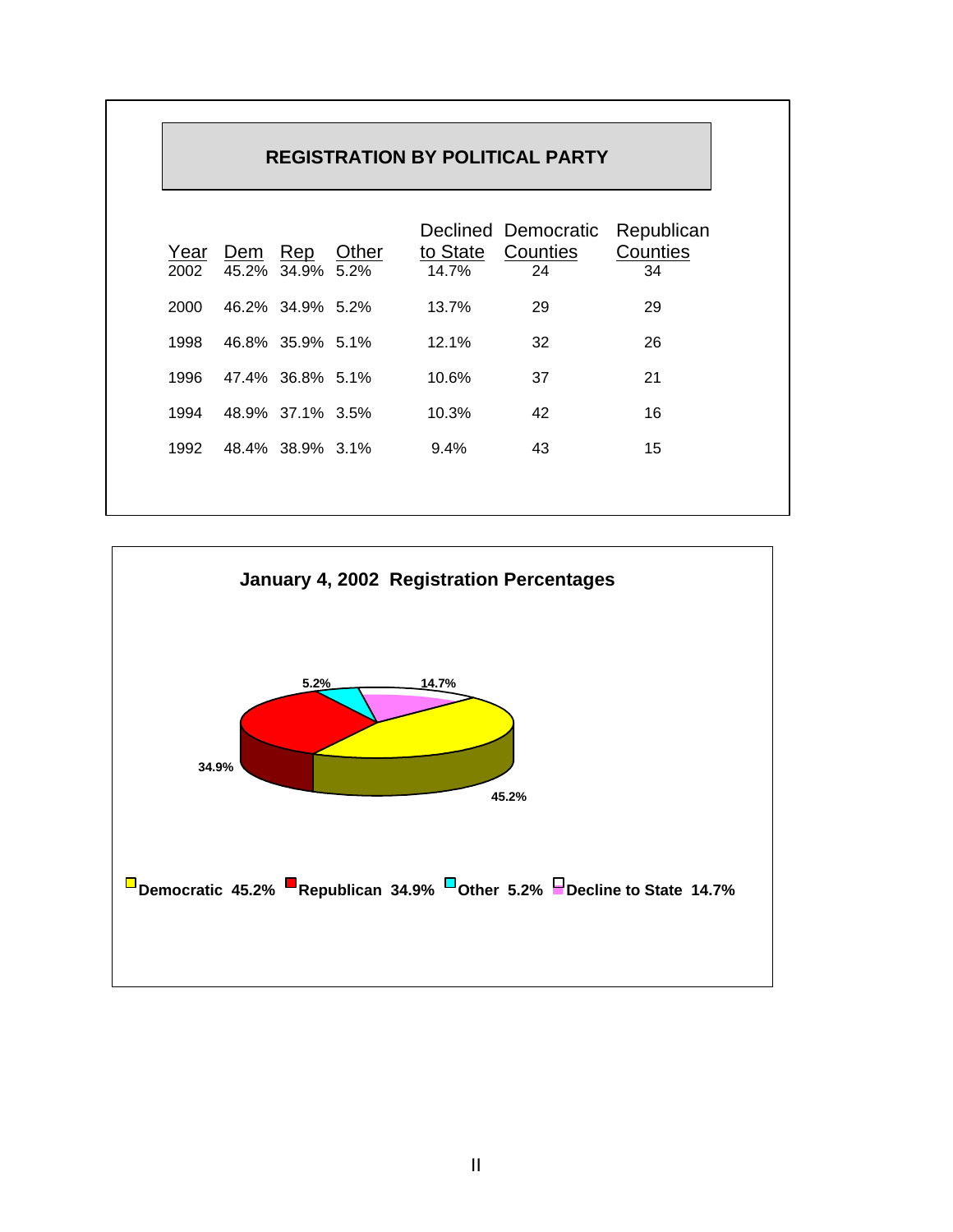## REGISTRATION BY POLITICAL PARTY

| Year | Dem | Rep | Other | Declined to State | Democratic Counties | Republican Counties |
|---|---|---|---|---|---|---|
| 2002 | 45.2% | 34.9% | 5.2% | 14.7% | 24 | 34 |
| 2000 | 46.2% | 34.9% | 5.2% | 13.7% | 29 | 29 |
| 1998 | 46.8% | 35.9% | 5.1% | 12.1% | 32 | 26 |
| 1996 | 47.4% | 36.8% | 5.1% | 10.6% | 37 | 21 |
| 1994 | 48.9% | 37.1% | 3.5% | 10.3% | 42 | 16 |
| 1992 | 48.4% | 38.9% | 3.1% | 9.4% | 43 | 15 |

**January 4, 2002 Registration Percentages**

5.2%  14.7%  34.9%  45.2%

**Democratic 45.2%** **Republican 34.9%** **Other 5.2%** **Decline to State 14.7%**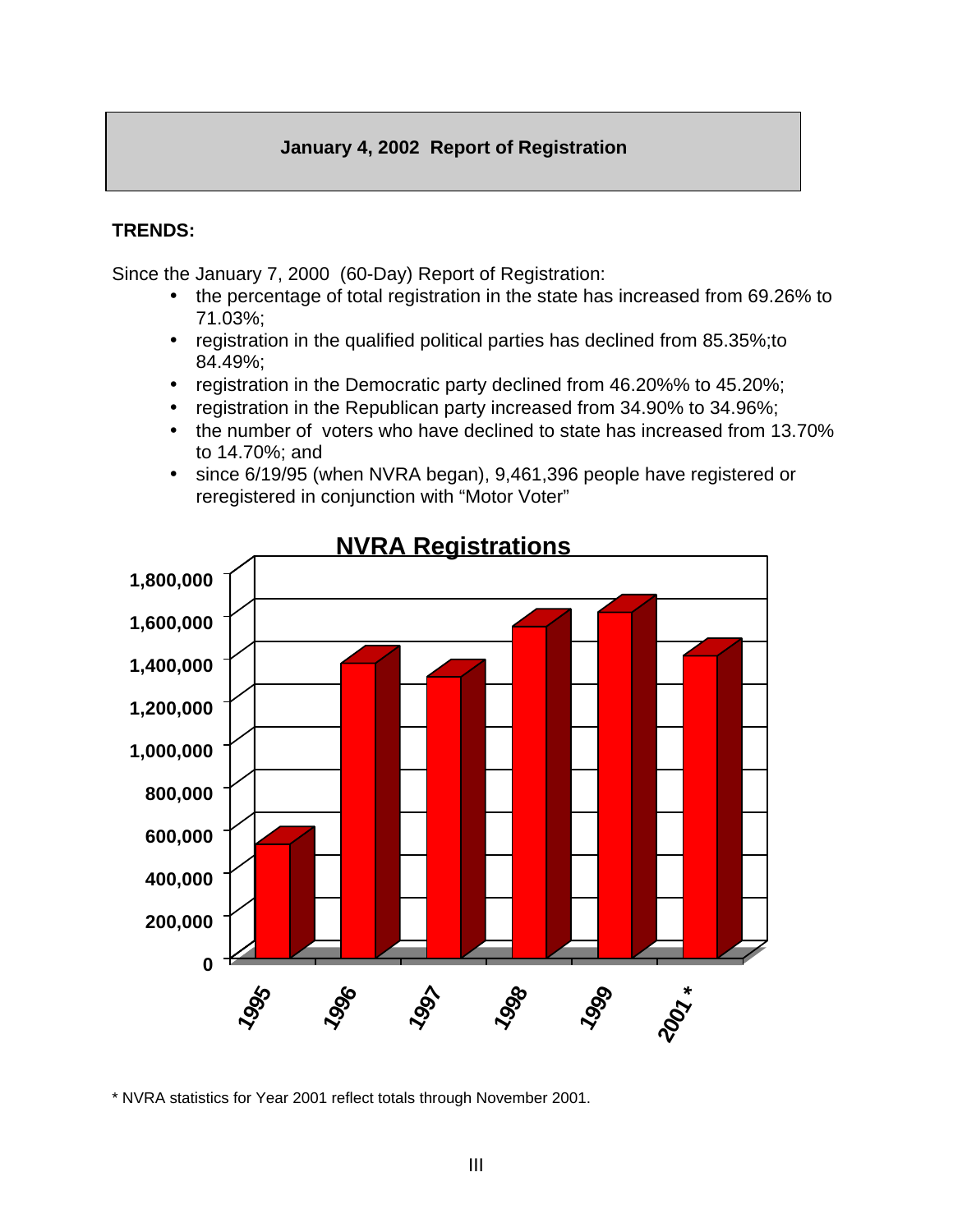## January 4, 2002 Report of Registration

**TRENDS:**

Since the January 7, 2000 (60-Day) Report of Registration:

- the percentage of total registration in the state has increased from 69.26% to 71.03%;
- registration in the qualified political parties has declined from 85.35%;to 84.49%;
- registration in the Democratic party declined from 46.20%% to 45.20%;
- registration in the Republican party increased from 34.90% to 34.96%;
- the number of voters who have declined to state has increased from 13.70% to 14.70%; and
- since 6/19/95 (when NVRA began), 9,461,396 people have registered or reregistered in conjunction with "Motor Voter"

**NVRA Registrations**

* NVRA statistics for Year 2001 reflect totals through November 2001.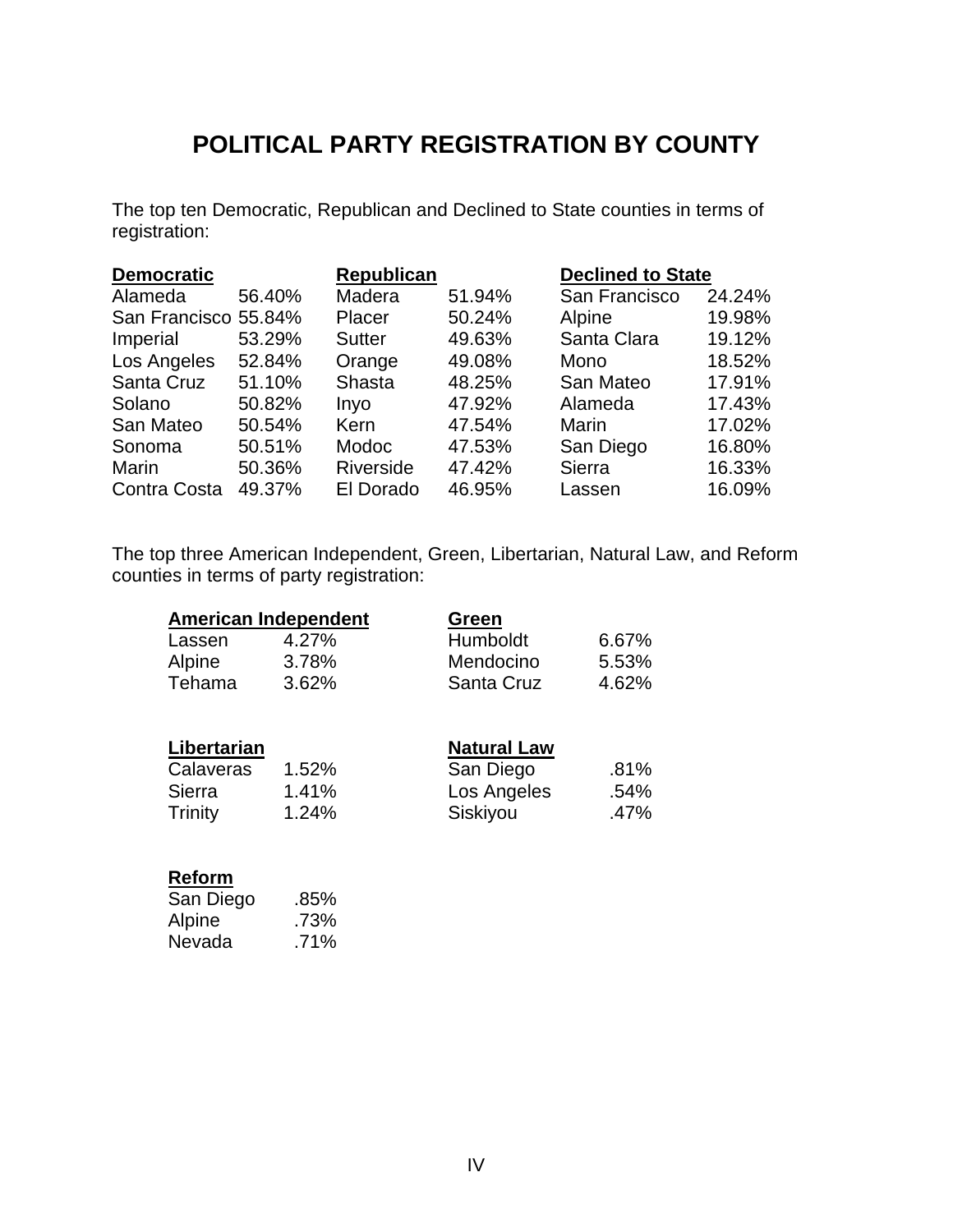# POLITICAL PARTY REGISTRATION BY COUNTY

The top ten Democratic, Republican and Declined to State counties in terms of registration:

| Democratic | | Republican | | Declined to State | |
|---|---|---|---|---|---|
| Alameda | 56.40% | Madera | 51.94% | San Francisco | 24.24% |
| San Francisco | 55.84% | Placer | 50.24% | Alpine | 19.98% |
| Imperial | 53.29% | Sutter | 49.63% | Santa Clara | 19.12% |
| Los Angeles | 52.84% | Orange | 49.08% | Mono | 18.52% |
| Santa Cruz | 51.10% | Shasta | 48.25% | San Mateo | 17.91% |
| Solano | 50.82% | Inyo | 47.92% | Alameda | 17.43% |
| San Mateo | 50.54% | Kern | 47.54% | Marin | 17.02% |
| Sonoma | 50.51% | Modoc | 47.53% | San Diego | 16.80% |
| Marin | 50.36% | Riverside | 47.42% | Sierra | 16.33% |
| Contra Costa | 49.37% | El Dorado | 46.95% | Lassen | 16.09% |

The top three American Independent, Green, Libertarian, Natural Law, and Reform counties in terms of party registration:

| American Independent | | Green | |
|---|---|---|---|
| Lassen | 4.27% | Humboldt | 6.67% |
| Alpine | 3.78% | Mendocino | 5.53% |
| Tehama | 3.62% | Santa Cruz | 4.62% |

| Libertarian | | Natural Law | |
|---|---|---|---|
| Calaveras | 1.52% | San Diego | .81% |
| Sierra | 1.41% | Los Angeles | .54% |
| Trinity | 1.24% | Siskiyou | .47% |

| Reform | |
|---|---|
| San Diego | .85% |
| Alpine | .73% |
| Nevada | .71% |